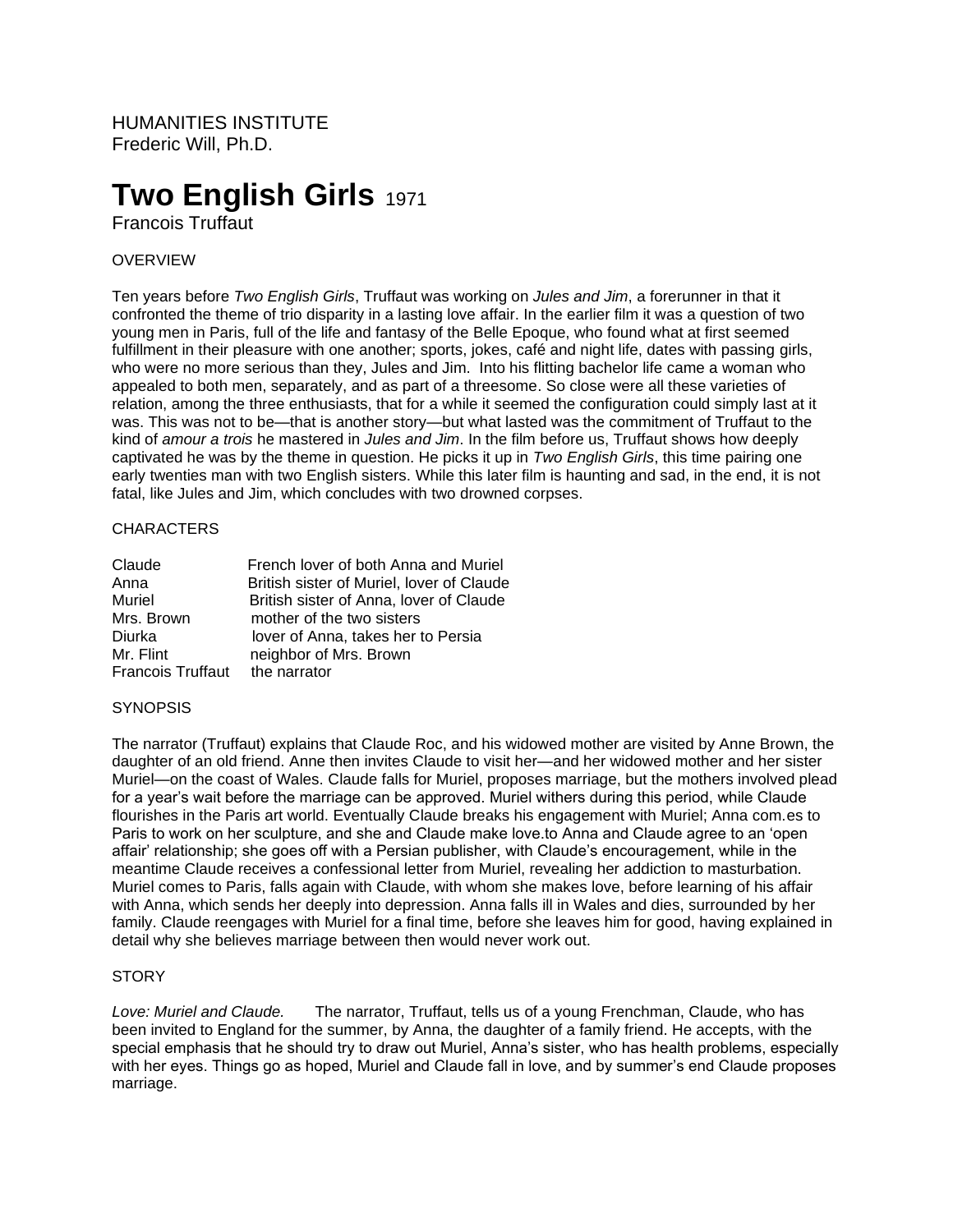HUMANITIES INSTITUTE
Frederic Will, Ph.D.

# Two English Girls 1971

Francois Truffaut

## OVERVIEW

Ten years before *Two English Girls*, Truffaut was working on *Jules and Jim*, a forerunner in that it confronted the theme of trio disparity in a lasting love affair. In the earlier film it was a question of two young men in Paris, full of the life and fantasy of the Belle Epoque, who found what at first seemed fulfillment in their pleasure with one another; sports, jokes, café and night life, dates with passing girls, who were no more serious than they, Jules and Jim. Into his flitting bachelor life came a woman who appealed to both men, separately, and as part of a threesome. So close were all these varieties of relation, among the three enthusiasts, that for a while it seemed the configuration could simply last at it was. This was not to be—that is another story—but what lasted was the commitment of Truffaut to the kind of *amour a trois* he mastered in *Jules and Jim*. In the film before us, Truffaut shows how deeply captivated he was by the theme in question. He picks it up in *Two English Girls*, this time pairing one early twenties man with two English sisters. While this later film is haunting and sad, in the end, it is not fatal, like Jules and Jim, which concludes with two drowned corpses.

## CHARACTERS

| | |
|---|---|
| Claude | French lover of both Anna and Muriel |
| Anna | British sister of Muriel, lover of Claude |
| Muriel | British sister of Anna, lover of Claude |
| Mrs. Brown | mother of the two sisters |
| Diurka | lover of Anna, takes her to Persia |
| Mr. Flint | neighbor of Mrs. Brown |
| Francois Truffaut | the narrator |

## SYNOPSIS

The narrator (Truffaut) explains that Claude Roc, and his widowed mother are visited by Anne Brown, the daughter of an old friend. Anne then invites Claude to visit her—and her widowed mother and her sister Muriel—on the coast of Wales. Claude falls for Muriel, proposes marriage, but the mothers involved plead for a year's wait before the marriage can be approved. Muriel withers during this period, while Claude flourishes in the Paris art world. Eventually Claude breaks his engagement with Muriel; Anna com.es to Paris to work on her sculpture, and she and Claude make love.to Anna and Claude agree to an 'open affair' relationship; she goes off with a Persian publisher, with Claude's encouragement, while in the meantime Claude receives a confessional letter from Muriel, revealing her addiction to masturbation. Muriel comes to Paris, falls again with Claude, with whom she makes love, before learning of his affair with Anna, which sends her deeply into depression. Anna falls ill in Wales and dies, surrounded by her family. Claude reengages with Muriel for a final time, before she leaves him for good, having explained in detail why she believes marriage between then would never work out.

## STORY

*Love: Muriel and Claude.* The narrator, Truffaut, tells us of a young Frenchman, Claude, who has been invited to England for the summer, by Anna, the daughter of a family friend. He accepts, with the special emphasis that he should try to draw out Muriel, Anna's sister, who has health problems, especially with her eyes. Things go as hoped, Muriel and Claude fall in love, and by summer's end Claude proposes marriage.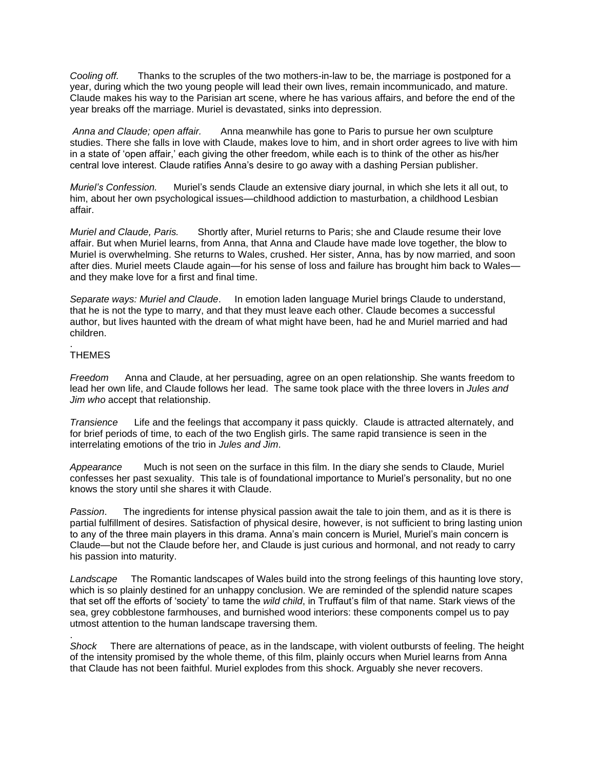*Cooling off.* Thanks to the scruples of the two mothers-in-law to be, the marriage is postponed for a year, during which the two young people will lead their own lives, remain incommunicado, and mature. Claude makes his way to the Parisian art scene, where he has various affairs, and before the end of the year breaks off the marriage. Muriel is devastated, sinks into depression.

*Anna and Claude; open affair.* Anna meanwhile has gone to Paris to pursue her own sculpture studies. There she falls in love with Claude, makes love to him, and in short order agrees to live with him in a state of 'open affair,' each giving the other freedom, while each is to think of the other as his/her central love interest. Claude ratifies Anna's desire to go away with a dashing Persian publisher.

*Muriel's Confession.* Muriel's sends Claude an extensive diary journal, in which she lets it all out, to him, about her own psychological issues—childhood addiction to masturbation, a childhood Lesbian affair.

*Muriel and Claude, Paris.* Shortly after, Muriel returns to Paris; she and Claude resume their love affair. But when Muriel learns, from Anna, that Anna and Claude have made love together, the blow to Muriel is overwhelming. She returns to Wales, crushed. Her sister, Anna, has by now married, and soon after dies. Muriel meets Claude again—for his sense of loss and failure has brought him back to Wales—and they make love for a first and final time.

*Separate ways: Muriel and Claude*. In emotion laden language Muriel brings Claude to understand, that he is not the type to marry, and that they must leave each other. Claude becomes a successful author, but lives haunted with the dream of what might have been, had he and Muriel married and had children.

.

THEMES

*Freedom* Anna and Claude, at her persuading, agree on an open relationship. She wants freedom to lead her own life, and Claude follows her lead. The same took place with the three lovers in *Jules and Jim who* accept that relationship.

*Transience* Life and the feelings that accompany it pass quickly. Claude is attracted alternately, and for brief periods of time, to each of the two English girls. The same rapid transience is seen in the interrelating emotions of the trio in *Jules and Jim*.

*Appearance* Much is not seen on the surface in this film. In the diary she sends to Claude, Muriel confesses her past sexuality. This tale is of foundational importance to Muriel's personality, but no one knows the story until she shares it with Claude.

*Passion*. The ingredients for intense physical passion await the tale to join them, and as it is there is partial fulfillment of desires. Satisfaction of physical desire, however, is not sufficient to bring lasting union to any of the three main players in this drama. Anna's main concern is Muriel, Muriel's main concern is Claude—but not the Claude before her, and Claude is just curious and hormonal, and not ready to carry his passion into maturity.

*Landscape* The Romantic landscapes of Wales build into the strong feelings of this haunting love story, which is so plainly destined for an unhappy conclusion. We are reminded of the splendid nature scapes that set off the efforts of 'society' to tame the *wild child*, in Truffaut's film of that name. Stark views of the sea, grey cobblestone farmhouses, and burnished wood interiors: these components compel us to pay utmost attention to the human landscape traversing them.

.

*Shock* There are alternations of peace, as in the landscape, with violent outbursts of feeling. The height of the intensity promised by the whole theme, of this film, plainly occurs when Muriel learns from Anna that Claude has not been faithful. Muriel explodes from this shock. Arguably she never recovers.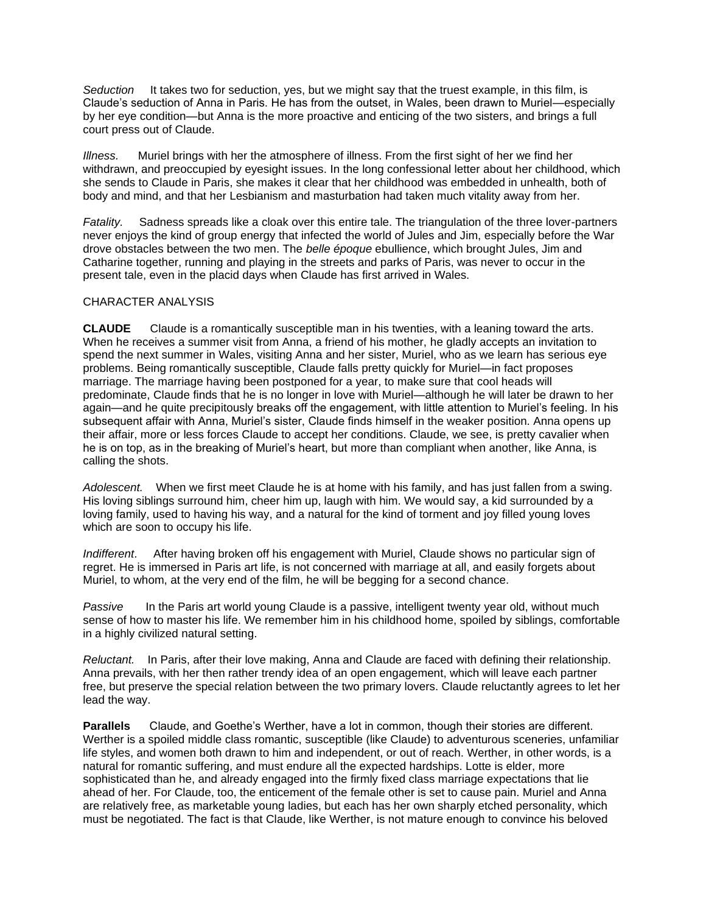*Seduction* It takes two for seduction, yes, but we might say that the truest example, in this film, is Claude's seduction of Anna in Paris. He has from the outset, in Wales, been drawn to Muriel—especially by her eye condition—but Anna is the more proactive and enticing of the two sisters, and brings a full court press out of Claude.

*Illness.* Muriel brings with her the atmosphere of illness. From the first sight of her we find her withdrawn, and preoccupied by eyesight issues. In the long confessional letter about her childhood, which she sends to Claude in Paris, she makes it clear that her childhood was embedded in unhealth, both of body and mind, and that her Lesbianism and masturbation had taken much vitality away from her.

*Fatality.* Sadness spreads like a cloak over this entire tale. The triangulation of the three lover-partners never enjoys the kind of group energy that infected the world of Jules and Jim, especially before the War drove obstacles between the two men. The *belle époque* ebullience, which brought Jules, Jim and Catharine together, running and playing in the streets and parks of Paris, was never to occur in the present tale, even in the placid days when Claude has first arrived in Wales.

CHARACTER ANALYSIS

**CLAUDE** Claude is a romantically susceptible man in his twenties, with a leaning toward the arts. When he receives a summer visit from Anna, a friend of his mother, he gladly accepts an invitation to spend the next summer in Wales, visiting Anna and her sister, Muriel, who as we learn has serious eye problems. Being romantically susceptible, Claude falls pretty quickly for Muriel—in fact proposes marriage. The marriage having been postponed for a year, to make sure that cool heads will predominate, Claude finds that he is no longer in love with Muriel—although he will later be drawn to her again—and he quite precipitously breaks off the engagement, with little attention to Muriel's feeling. In his subsequent affair with Anna, Muriel's sister, Claude finds himself in the weaker position. Anna opens up their affair, more or less forces Claude to accept her conditions. Claude, we see, is pretty cavalier when he is on top, as in the breaking of Muriel's heart, but more than compliant when another, like Anna, is calling the shots.

*Adolescent.* When we first meet Claude he is at home with his family, and has just fallen from a swing. His loving siblings surround him, cheer him up, laugh with him. We would say, a kid surrounded by a loving family, used to having his way, and a natural for the kind of torment and joy filled young loves which are soon to occupy his life.

*Indifferent*. After having broken off his engagement with Muriel, Claude shows no particular sign of regret. He is immersed in Paris art life, is not concerned with marriage at all, and easily forgets about Muriel, to whom, at the very end of the film, he will be begging for a second chance.

*Passive* In the Paris art world young Claude is a passive, intelligent twenty year old, without much sense of how to master his life. We remember him in his childhood home, spoiled by siblings, comfortable in a highly civilized natural setting.

*Reluctant.* In Paris, after their love making, Anna and Claude are faced with defining their relationship. Anna prevails, with her then rather trendy idea of an open engagement, which will leave each partner free, but preserve the special relation between the two primary lovers. Claude reluctantly agrees to let her lead the way.

**Parallels** Claude, and Goethe's Werther, have a lot in common, though their stories are different. Werther is a spoiled middle class romantic, susceptible (like Claude) to adventurous sceneries, unfamiliar life styles, and women both drawn to him and independent, or out of reach. Werther, in other words, is a natural for romantic suffering, and must endure all the expected hardships. Lotte is elder, more sophisticated than he, and already engaged into the firmly fixed class marriage expectations that lie ahead of her. For Claude, too, the enticement of the female other is set to cause pain. Muriel and Anna are relatively free, as marketable young ladies, but each has her own sharply etched personality, which must be negotiated. The fact is that Claude, like Werther, is not mature enough to convince his beloved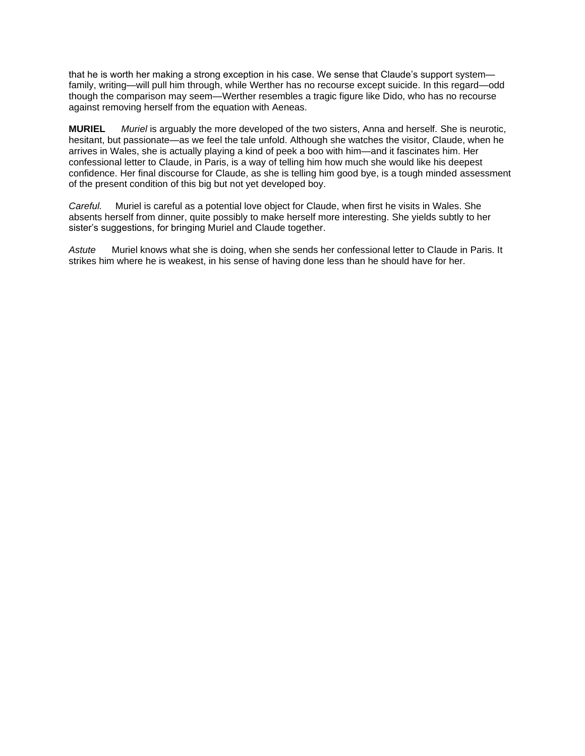that he is worth her making a strong exception in his case. We sense that Claude's support system—family, writing—will pull him through, while Werther has no recourse except suicide. In this regard—odd though the comparison may seem—Werther resembles a tragic figure like Dido, who has no recourse against removing herself from the equation with Aeneas.

**MURIEL** *Muriel* is arguably the more developed of the two sisters, Anna and herself. She is neurotic, hesitant, but passionate—as we feel the tale unfold. Although she watches the visitor, Claude, when he arrives in Wales, she is actually playing a kind of peek a boo with him—and it fascinates him. Her confessional letter to Claude, in Paris, is a way of telling him how much she would like his deepest confidence. Her final discourse for Claude, as she is telling him good bye, is a tough minded assessment of the present condition of this big but not yet developed boy.

*Careful.* Muriel is careful as a potential love object for Claude, when first he visits in Wales. She absents herself from dinner, quite possibly to make herself more interesting. She yields subtly to her sister's suggestions, for bringing Muriel and Claude together.

*Astute* Muriel knows what she is doing, when she sends her confessional letter to Claude in Paris. It strikes him where he is weakest, in his sense of having done less than he should have for her.